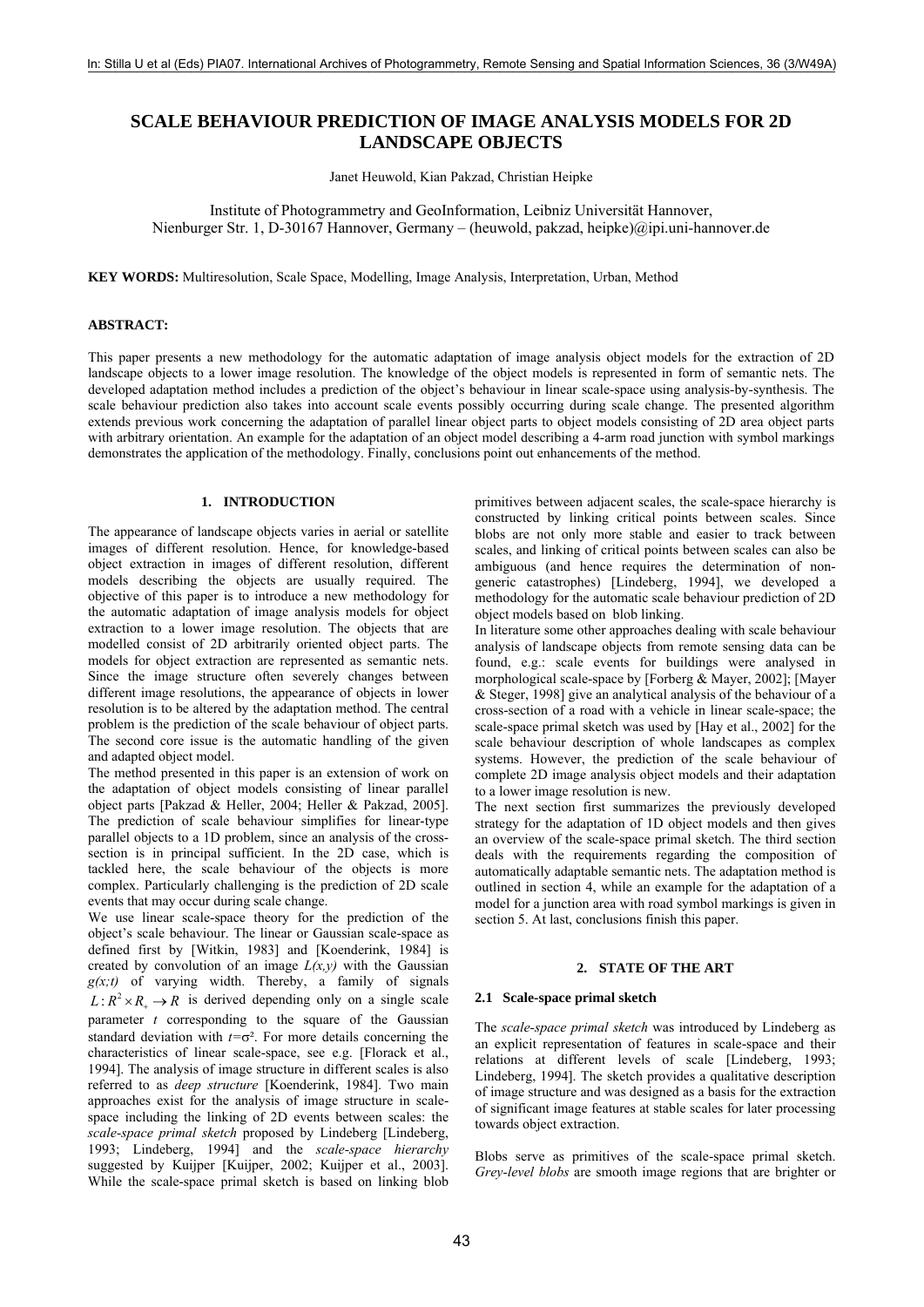# SCALE BEHAVIOUR PREDICTION OF IMAGE ANALYSIS MODELS FOR 2D LANDSCAPE OBJECTS

Janet Heuwold, Kian Pakzad, Christian Heipke

Institute of Photogrammetry and GeoInformation, Leibniz Universität Hannover,
Nienburger Str. 1, D-30167 Hannover, Germany – (heuwold, pakzad, heipke)@ipi.uni-hannover.de

**KEY WORDS:** Multiresolution, Scale Space, Modelling, Image Analysis, Interpretation, Urban, Method

## ABSTRACT:

This paper presents a new methodology for the automatic adaptation of image analysis object models for the extraction of 2D landscape objects to a lower image resolution. The knowledge of the object models is represented in form of semantic nets. The developed adaptation method includes a prediction of the object's behaviour in linear scale-space using analysis-by-synthesis. The scale behaviour prediction also takes into account scale events possibly occurring during scale change. The presented algorithm extends previous work concerning the adaptation of parallel linear object parts to object models consisting of 2D area object parts with arbitrary orientation. An example for the adaptation of an object model describing a 4-arm road junction with symbol markings demonstrates the application of the methodology. Finally, conclusions point out enhancements of the method.

## 1. INTRODUCTION

The appearance of landscape objects varies in aerial or satellite images of different resolution. Hence, for knowledge-based object extraction in images of different resolution, different models describing the objects are usually required. The objective of this paper is to introduce a new methodology for the automatic adaptation of image analysis models for object extraction to a lower image resolution. The objects that are modelled consist of 2D arbitrarily oriented object parts. The models for object extraction are represented as semantic nets. Since the image structure often severely changes between different image resolutions, the appearance of objects in lower resolution is to be altered by the adaptation method. The central problem is the prediction of the scale behaviour of object parts. The second core issue is the automatic handling of the given and adapted object model.

The method presented in this paper is an extension of work on the adaptation of object models consisting of linear parallel object parts [Pakzad & Heller, 2004; Heller & Pakzad, 2005]. The prediction of scale behaviour simplifies for linear-type parallel objects to a 1D problem, since an analysis of the cross-section is in principal sufficient. In the 2D case, which is tackled here, the scale behaviour of the objects is more complex. Particularly challenging is the prediction of 2D scale events that may occur during scale change.

We use linear scale-space theory for the prediction of the object's scale behaviour. The linear or Gaussian scale-space as defined first by [Witkin, 1983] and [Koenderink, 1984] is created by convolution of an image $L(x,y)$ with the Gaussian $g(x;t)$ of varying width. Thereby, a family of signals $L: R^2 \times R_+ \rightarrow R$ is derived depending only on a single scale parameter $t$ corresponding to the square of the Gaussian standard deviation with $t=\sigma^2$. For more details concerning the characteristics of linear scale-space, see e.g. [Florack et al., 1994]. The analysis of image structure in different scales is also referred to as *deep structure* [Koenderink, 1984]. Two main approaches exist for the analysis of image structure in scale-space including the linking of 2D events between scales: the *scale-space primal sketch* proposed by Lindeberg [Lindeberg, 1993; Lindeberg, 1994] and the *scale-space hierarchy* suggested by Kuijper [Kuijper, 2002; Kuijper et al., 2003]. While the scale-space primal sketch is based on linking blob primitives between adjacent scales, the scale-space hierarchy is constructed by linking critical points between scales. Since blobs are not only more stable and easier to track between scales, and linking of critical points between scales can also be ambiguous (and hence requires the determination of non-generic catastrophes) [Lindeberg, 1994], we developed a methodology for the automatic scale behaviour prediction of 2D object models based on blob linking.

In literature some other approaches dealing with scale behaviour analysis of landscape objects from remote sensing data can be found, e.g.: scale events for buildings were analysed in morphological scale-space by [Forberg & Mayer, 2002]; [Mayer & Steger, 1998] give an analytical analysis of the behaviour of a cross-section of a road with a vehicle in linear scale-space; the scale-space primal sketch was used by [Hay et al., 2002] for the scale behaviour description of whole landscapes as complex systems. However, the prediction of the scale behaviour of complete 2D image analysis object models and their adaptation to a lower image resolution is new.

The next section first summarizes the previously developed strategy for the adaptation of 1D object models and then gives an overview of the scale-space primal sketch. The third section deals with the requirements regarding the composition of automatically adaptable semantic nets. The adaptation method is outlined in section 4, while an example for the adaptation of a model for a junction area with road symbol markings is given in section 5. At last, conclusions finish this paper.

## 2. STATE OF THE ART

### 2.1 Scale-space primal sketch

The *scale-space primal sketch* was introduced by Lindeberg as an explicit representation of features in scale-space and their relations at different levels of scale [Lindeberg, 1993; Lindeberg, 1994]. The sketch provides a qualitative description of image structure and was designed as a basis for the extraction of significant image features at stable scales for later processing towards object extraction.

Blobs serve as primitives of the scale-space primal sketch. *Grey-level blobs* are smooth image regions that are brighter or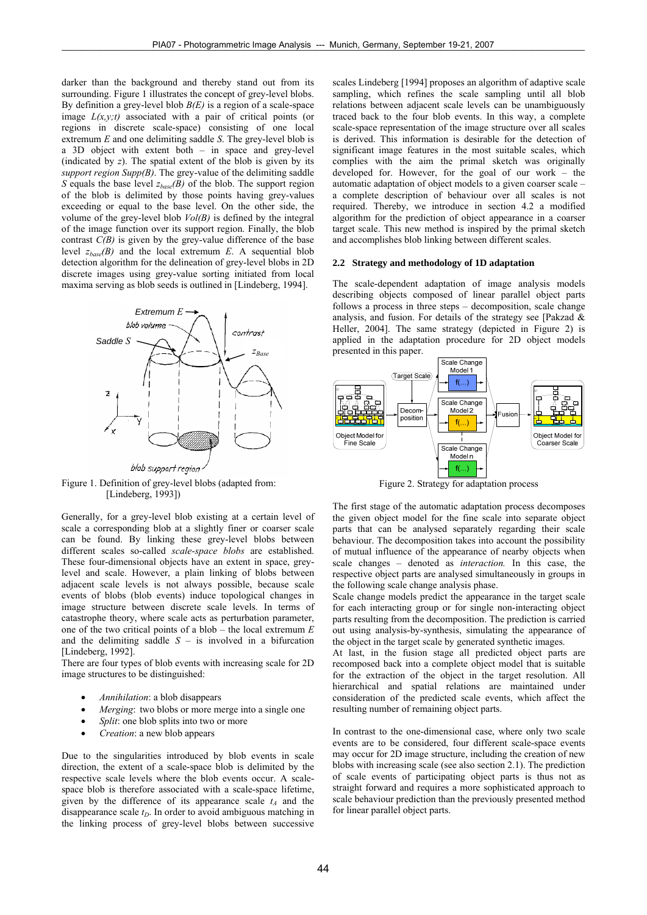darker than the background and thereby stand out from its surrounding. Figure 1 illustrates the concept of grey-level blobs. By definition a grey-level blob $B(E)$ is a region of a scale-space image $L(x,y;t)$ associated with a pair of critical points (or regions in discrete scale-space) consisting of one local extremum $E$ and one delimiting saddle $S$. The grey-level blob is a 3D object with extent both – in space and grey-level (indicated by $z$). The spatial extent of the blob is given by its *support region* $Supp(B)$. The grey-value of the delimiting saddle $S$ equals the base level $z_{base}(B)$ of the blob. The support region of the blob is delimited by those points having grey-values exceeding or equal to the base level. On the other side, the volume of the grey-level blob $Vol(B)$ is defined by the integral of the image function over its support region. Finally, the blob contrast $C(B)$ is given by the grey-value difference of the base level $z_{base}(B)$ and the local extremum $E$. A sequential blob detection algorithm for the delineation of grey-level blobs in 2D discrete images using grey-value sorting initiated from local maxima serving as blob seeds is outlined in [Lindeberg, 1994].

Figure 1. Definition of grey-level blobs (adapted from: [Lindeberg, 1993])

Generally, for a grey-level blob existing at a certain level of scale a corresponding blob at a slightly finer or coarser scale can be found. By linking these grey-level blobs between different scales so-called *scale-space blobs* are established. These four-dimensional objects have an extent in space, grey-level and scale. However, a plain linking of blobs between adjacent scale levels is not always possible, because scale events of blobs (blob events) induce topological changes in image structure between discrete scale levels. In terms of catastrophe theory, where scale acts as perturbation parameter, one of the two critical points of a blob – the local extremum $E$ and the delimiting saddle $S$ – is involved in a bifurcation [Lindeberg, 1992].

There are four types of blob events with increasing scale for 2D image structures to be distinguished:

- *Annihilation*: a blob disappears
- *Merging*: two blobs or more merge into a single one
- *Split*: one blob splits into two or more
- *Creation*: a new blob appears

Due to the singularities introduced by blob events in scale direction, the extent of a scale-space blob is delimited by the respective scale levels where the blob events occur. A scale-space blob is therefore associated with a scale-space lifetime, given by the difference of its appearance scale $t_A$ and the disappearance scale $t_D$. In order to avoid ambiguous matching in the linking process of grey-level blobs between successive scales Lindeberg [1994] proposes an algorithm of adaptive scale sampling, which refines the scale sampling until all blob relations between adjacent scale levels can be unambiguously traced back to the four blob events. In this way, a complete scale-space representation of the image structure over all scales is derived. This information is desirable for the detection of significant image features in the most suitable scales, which complies with the aim the primal sketch was originally developed for. However, for the goal of our work – the automatic adaptation of object models to a given coarser scale – a complete description of behaviour over all scales is not required. Thereby, we introduce in section 4.2 a modified algorithm for the prediction of object appearance in a coarser target scale. This new method is inspired by the primal sketch and accomplishes blob linking between different scales.

### 2.2 Strategy and methodology of 1D adaptation

The scale-dependent adaptation of image analysis models describing objects composed of linear parallel object parts follows a process in three steps – decomposition, scale change analysis, and fusion. For details of the strategy see [Pakzad & Heller, 2004]. The same strategy (depicted in Figure 2) is applied in the adaptation procedure for 2D object models presented in this paper.

Figure 2. Strategy for adaptation process

The first stage of the automatic adaptation process decomposes the given object model for the fine scale into separate object parts that can be analysed separately regarding their scale behaviour. The decomposition takes into account the possibility of mutual influence of the appearance of nearby objects when scale changes – denoted as *interaction.* In this case, the respective object parts are analysed simultaneously in groups in the following scale change analysis phase.

Scale change models predict the appearance in the target scale for each interacting group or for single non-interacting object parts resulting from the decomposition. The prediction is carried out using analysis-by-synthesis, simulating the appearance of the object in the target scale by generated synthetic images.

At last, in the fusion stage all predicted object parts are recomposed back into a complete object model that is suitable for the extraction of the object in the target resolution. All hierarchical and spatial relations are maintained under consideration of the predicted scale events, which affect the resulting number of remaining object parts.

In contrast to the one-dimensional case, where only two scale events are to be considered, four different scale-space events may occur for 2D image structure, including the creation of new blobs with increasing scale (see also section 2.1). The prediction of scale events of participating object parts is thus not as straight forward and requires a more sophisticated approach to scale behaviour prediction than the previously presented method for linear parallel object parts.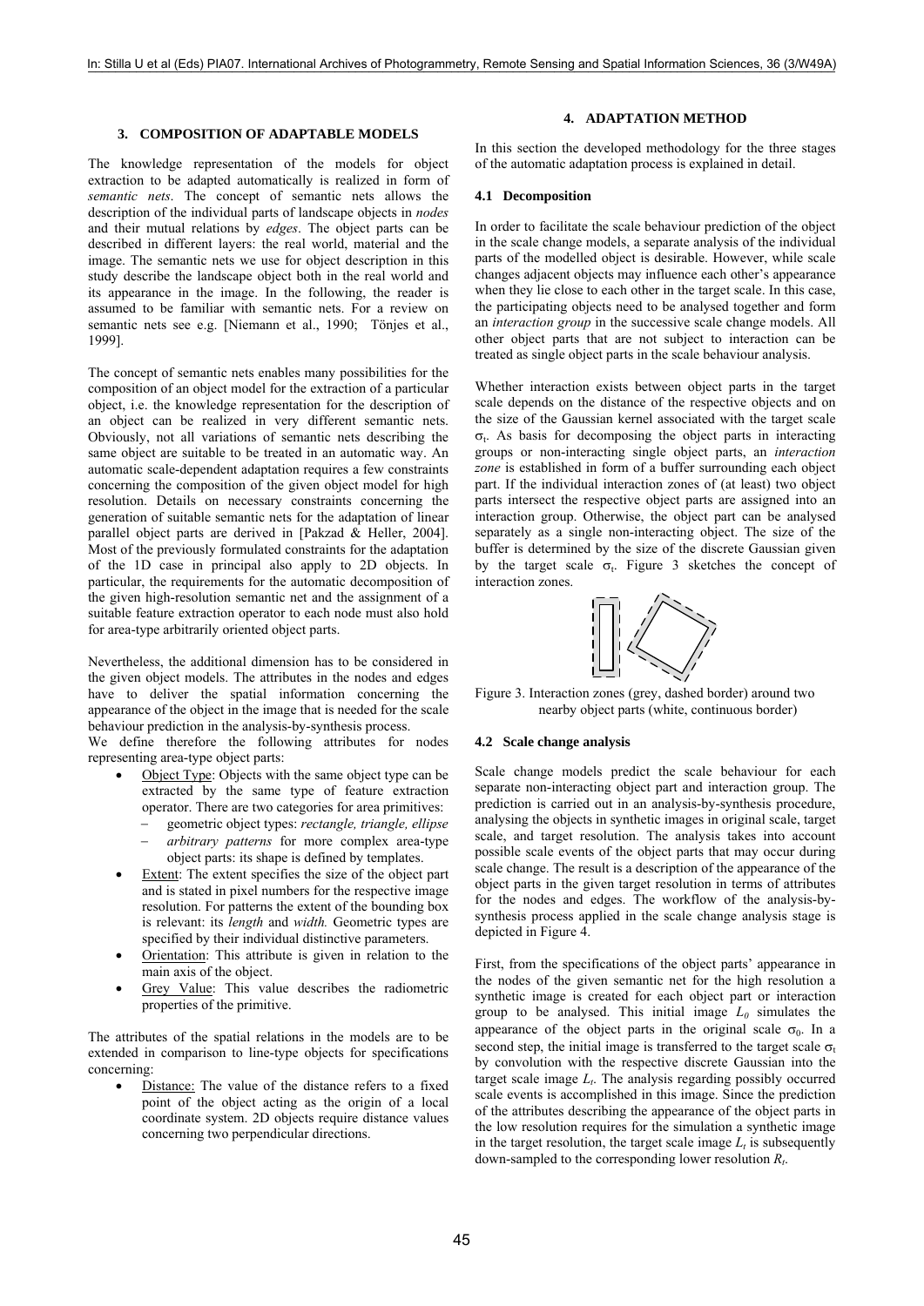## 3. COMPOSITION OF ADAPTABLE MODELS

The knowledge representation of the models for object extraction to be adapted automatically is realized in form of *semantic nets*. The concept of semantic nets allows the description of the individual parts of landscape objects in *nodes* and their mutual relations by *edges*. The object parts can be described in different layers: the real world, material and the image. The semantic nets we use for object description in this study describe the landscape object both in the real world and its appearance in the image. In the following, the reader is assumed to be familiar with semantic nets. For a review on semantic nets see e.g. [Niemann et al., 1990; Tönjes et al., 1999].

The concept of semantic nets enables many possibilities for the composition of an object model for the extraction of a particular object, i.e. the knowledge representation for the description of an object can be realized in very different semantic nets. Obviously, not all variations of semantic nets describing the same object are suitable to be treated in an automatic way. An automatic scale-dependent adaptation requires a few constraints concerning the composition of the given object model for high resolution. Details on necessary constraints concerning the generation of suitable semantic nets for the adaptation of linear parallel object parts are derived in [Pakzad & Heller, 2004]. Most of the previously formulated constraints for the adaptation of the 1D case in principal also apply to 2D objects. In particular, the requirements for the automatic decomposition of the given high-resolution semantic net and the assignment of a suitable feature extraction operator to each node must also hold for area-type arbitrarily oriented object parts.

Nevertheless, the additional dimension has to be considered in the given object models. The attributes in the nodes and edges have to deliver the spatial information concerning the appearance of the object in the image that is needed for the scale behaviour prediction in the analysis-by-synthesis process.
We define therefore the following attributes for nodes representing area-type object parts:

- Object Type: Objects with the same object type can be extracted by the same type of feature extraction operator. There are two categories for area primitives:
  - geometric object types: *rectangle, triangle, ellipse*
  - *arbitrary patterns* for more complex area-type object parts: its shape is defined by templates.
- Extent: The extent specifies the size of the object part and is stated in pixel numbers for the respective image resolution. For patterns the extent of the bounding box is relevant: its *length* and *width.* Geometric types are specified by their individual distinctive parameters.
- Orientation: This attribute is given in relation to the main axis of the object.
- Grey Value: This value describes the radiometric properties of the primitive.

The attributes of the spatial relations in the models are to be extended in comparison to line-type objects for specifications concerning:

- Distance: The value of the distance refers to a fixed point of the object acting as the origin of a local coordinate system. 2D objects require distance values concerning two perpendicular directions.

## 4. ADAPTATION METHOD

In this section the developed methodology for the three stages of the automatic adaptation process is explained in detail.

### 4.1 Decomposition

In order to facilitate the scale behaviour prediction of the object in the scale change models, a separate analysis of the individual parts of the modelled object is desirable. However, while scale changes adjacent objects may influence each other's appearance when they lie close to each other in the target scale. In this case, the participating objects need to be analysed together and form an *interaction group* in the successive scale change models. All other object parts that are not subject to interaction can be treated as single object parts in the scale behaviour analysis.

Whether interaction exists between object parts in the target scale depends on the distance of the respective objects and on the size of the Gaussian kernel associated with the target scale $\sigma_t$. As basis for decomposing the object parts in interacting groups or non-interacting single object parts, an *interaction zone* is established in form of a buffer surrounding each object part. If the individual interaction zones of (at least) two object parts intersect the respective object parts are assigned into an interaction group. Otherwise, the object part can be analysed separately as a single non-interacting object. The size of the buffer is determined by the size of the discrete Gaussian given by the target scale $\sigma_t$. Figure 3 sketches the concept of interaction zones.

Figure 3. Interaction zones (grey, dashed border) around two nearby object parts (white, continuous border)

### 4.2 Scale change analysis

Scale change models predict the scale behaviour for each separate non-interacting object part and interaction group. The prediction is carried out in an analysis-by-synthesis procedure, analysing the objects in synthetic images in original scale, target scale, and target resolution. The analysis takes into account possible scale events of the object parts that may occur during scale change. The result is a description of the appearance of the object parts in the given target resolution in terms of attributes for the nodes and edges. The workflow of the analysis-by-synthesis process applied in the scale change analysis stage is depicted in Figure 4.

First, from the specifications of the object parts' appearance in the nodes of the given semantic net for the high resolution a synthetic image is created for each object part or interaction group to be analysed. This initial image $L_0$ simulates the appearance of the object parts in the original scale $\sigma_0$. In a second step, the initial image is transferred to the target scale $\sigma_t$ by convolution with the respective discrete Gaussian into the target scale image $L_t$. The analysis regarding possibly occurred scale events is accomplished in this image. Since the prediction of the attributes describing the appearance of the object parts in the low resolution requires for the simulation a synthetic image in the target resolution, the target scale image $L_t$ is subsequently down-sampled to the corresponding lower resolution $R_t$.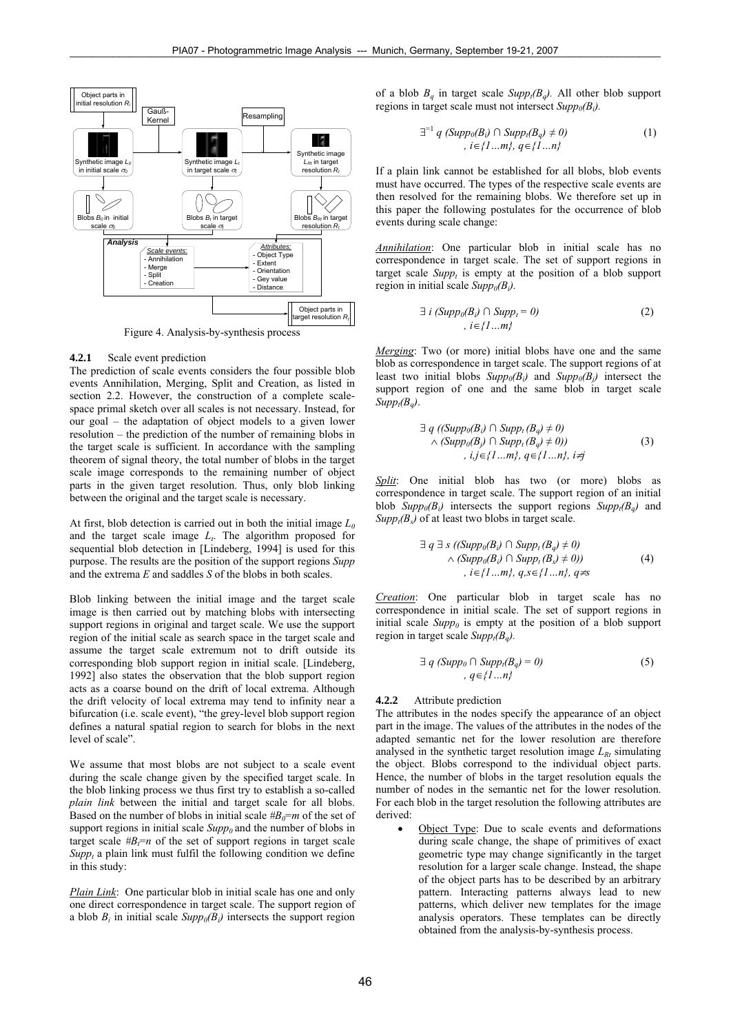Figure 4. Analysis-by-synthesis process

#### 4.2.1 Scale event prediction

The prediction of scale events considers the four possible blob events Annihilation, Merging, Split and Creation, as listed in section 2.2. However, the construction of a complete scale-space primal sketch over all scales is not necessary. Instead, for our goal – the adaptation of object models to a given lower resolution – the prediction of the number of remaining blobs in the target scale is sufficient. In accordance with the sampling theorem of signal theory, the total number of blobs in the target scale image corresponds to the remaining number of object parts in the given target resolution. Thus, only blob linking between the original and the target scale is necessary.

At first, blob detection is carried out in both the initial image $L_0$ and the target scale image $L_t$. The algorithm proposed for sequential blob detection in [Lindeberg, 1994] is used for this purpose. The results are the position of the support regions *Supp* and the extrema *E* and saddles *S* of the blobs in both scales.

Blob linking between the initial image and the target scale image is then carried out by matching blobs with intersecting support regions in original and target scale. We use the support region of the initial scale as search space in the target scale and assume the target scale extremum not to drift outside its corresponding blob support region in initial scale. [Lindeberg, 1992] also states the observation that the blob support region acts as a coarse bound on the drift of local extrema. Although the drift velocity of local extrema may tend to infinity near a bifurcation (i.e. scale event), "the grey-level blob support region defines a natural spatial region to search for blobs in the next level of scale".

We assume that most blobs are not subject to a scale event during the scale change given by the specified target scale. In the blob linking process we thus first try to establish a so-called *plain link* between the initial and target scale for all blobs. Based on the number of blobs in initial scale $\#B_0=m$ of the set of support regions in initial scale $Supp_0$ and the number of blobs in target scale $\#B_t=n$ of the set of support regions in target scale $Supp_t$ a plain link must fulfil the following condition we define in this study:

*Plain Link*: One particular blob in initial scale has one and only one direct correspondence in target scale. The support region of a blob $B_i$ in initial scale $Supp_0(B_i)$ intersects the support region of a blob $B_q$ in target scale $Supp_t(B_q)$. All other blob support regions in target scale must not intersect $Supp_0(B_i)$.

$$\exists^{=1}\, q\ (Supp_0(B_i) \cap Supp_t(B_q) \neq 0) \quad , i\in\{1\ldots m\},\ q\in\{1\ldots n\} \tag{1}$$

If a plain link cannot be established for all blobs, blob events must have occurred. The types of the respective scale events are then resolved for the remaining blobs. We therefore set up in this paper the following postulates for the occurrence of blob events during scale change:

*Annihilation*: One particular blob in initial scale has no correspondence in target scale. The set of support regions in target scale $Supp_t$ is empty at the position of a blob support region in initial scale $Supp_0(B_i)$.

$$\exists\, i\ (Supp_0(B_i) \cap Supp_t = 0) \quad , i\in\{1\ldots m\} \tag{2}$$

*Merging*: Two (or more) initial blobs have one and the same blob as correspondence in target scale. The support regions of at least two initial blobs $Supp_0(B_i)$ and $Supp_0(B_j)$ intersect the support region of one and the same blob in target scale $Supp_t(B_q)$.

$$\exists\, q\ ((Supp_0(B_i) \cap Supp_t(B_q) \neq 0) \wedge (Supp_0(B_j) \cap Supp_t(B_q) \neq 0)) \quad , i,j\in\{1\ldots m\},\ q\in\{1\ldots n\},\ i\neq j \tag{3}$$

*Split*: One initial blob has two (or more) blobs as correspondence in target scale. The support region of an initial blob $Supp_0(B_i)$ intersects the support regions $Supp_t(B_q)$ and $Supp_t(B_s)$ of at least two blobs in target scale.

$$\exists\, q\ \exists\, s\ ((Supp_0(B_i) \cap Supp_t(B_q) \neq 0) \wedge (Supp_0(B_i) \cap Supp_t(B_s) \neq 0)) \quad , i\in\{1\ldots m\},\ q,s\in\{1\ldots n\},\ q\neq s \tag{4}$$

*Creation*: One particular blob in target scale has no correspondence in initial scale. The set of support regions in initial scale $Supp_0$ is empty at the position of a blob support region in target scale $Supp_t(B_q)$.

$$\exists\, q\ (Supp_0 \cap Supp_t(B_q) = 0) \quad , q\in\{1\ldots n\} \tag{5}$$

#### 4.2.2 Attribute prediction

The attributes in the nodes specify the appearance of an object part in the image. The values of the attributes in the nodes of the adapted semantic net for the lower resolution are therefore analysed in the synthetic target resolution image $L_{Rt}$ simulating the object. Blobs correspond to the individual object parts. Hence, the number of blobs in the target resolution equals the number of nodes in the semantic net for the lower resolution. For each blob in the target resolution the following attributes are derived:

- Object Type: Due to scale events and deformations during scale change, the shape of primitives of exact geometric type may change significantly in the target resolution for a larger scale change. Instead, the shape of the object parts has to be described by an arbitrary pattern. Interacting patterns always lead to new patterns, which deliver new templates for the image analysis operators. These templates can be directly obtained from the analysis-by-synthesis process.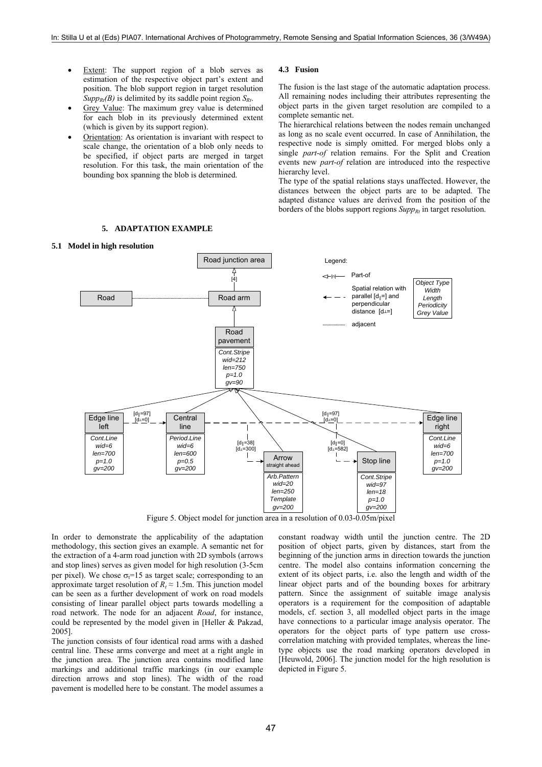- Extent: The support region of a blob serves as estimation of the respective object part's extent and position. The blob support region in target resolution $Supp_{Rt}(B)$ is delimited by its saddle point region $S_{Rt}$.
- Grey Value: The maximum grey value is determined for each blob in its previously determined extent (which is given by its support region).
- Orientation: As orientation is invariant with respect to scale change, the orientation of a blob only needs to be specified, if object parts are merged in target resolution. For this task, the main orientation of the bounding box spanning the blob is determined.

### 4.3 Fusion

The fusion is the last stage of the automatic adaptation process. All remaining nodes including their attributes representing the object parts in the given target resolution are compiled to a complete semantic net.

The hierarchical relations between the nodes remain unchanged as long as no scale event occurred. In case of Annihilation, the respective node is simply omitted. For merged blobs only a single *part-of* relation remains. For the Split and Creation events new *part-of* relation are introduced into the respective hierarchy level.

The type of the spatial relations stays unaffected. However, the distances between the object parts are to be adapted. The adapted distance values are derived from the position of the borders of the blobs support regions $Supp_{Rt}$ in target resolution.

## 5. ADAPTATION EXAMPLE

### 5.1 Model in high resolution

Figure 5. Object model for junction area in a resolution of 0.03-0.05m/pixel

In order to demonstrate the applicability of the adaptation methodology, this section gives an example. A semantic net for the extraction of a 4-arm road junction with 2D symbols (arrows and stop lines) serves as given model for high resolution (3-5cm per pixel). We chose $\sigma_t$=15 as target scale; corresponding to an approximate target resolution of $R_t \approx 1.5$m. This junction model can be seen as a further development of work on road models consisting of linear parallel object parts towards modelling a road network. The node for an adjacent *Road*, for instance, could be represented by the model given in [Heller & Pakzad, 2005].

The junction consists of four identical road arms with a dashed central line. These arms converge and meet at a right angle in the junction area. The junction area contains modified lane markings and additional traffic markings (in our example direction arrows and stop lines). The width of the road pavement is modelled here to be constant. The model assumes a constant roadway width until the junction centre. The 2D position of object parts, given by distances, start from the beginning of the junction arms in direction towards the junction centre. The model also contains information concerning the extent of its object parts, i.e. also the length and width of the linear object parts and of the bounding boxes for arbitrary pattern. Since the assignment of suitable image analysis operators is a requirement for the composition of adaptable models, cf. section 3, all modelled object parts in the image have connections to a particular image analysis operator. The operators for the object parts of type pattern use cross-correlation matching with provided templates, whereas the line-type objects use the road marking operators developed in [Heuwold, 2006]. The junction model for the high resolution is depicted in Figure 5.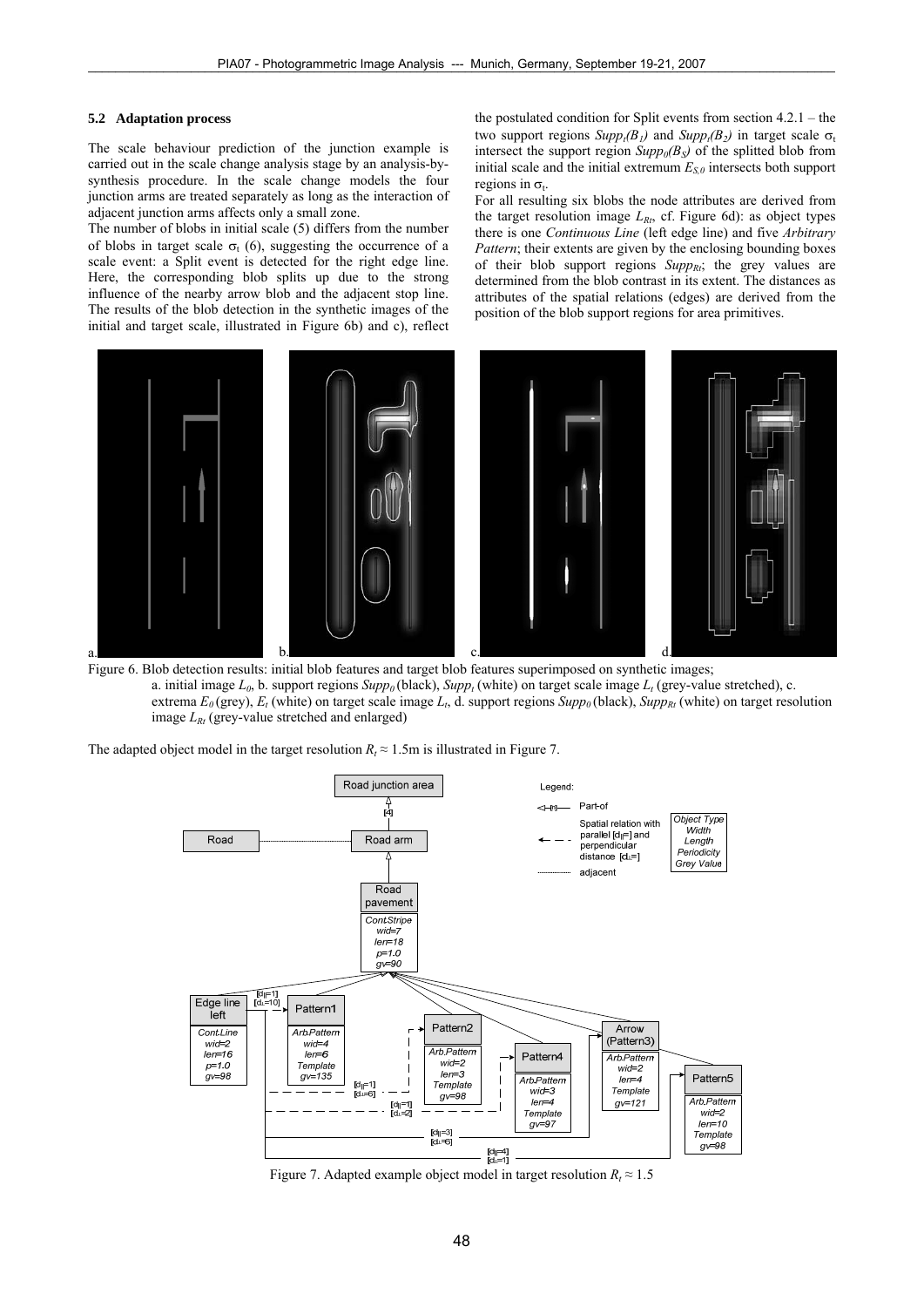### 5.2 Adaptation process

The scale behaviour prediction of the junction example is carried out in the scale change analysis stage by an analysis-by-synthesis procedure. In the scale change models the four junction arms are treated separately as long as the interaction of adjacent junction arms affects only a small zone.

The number of blobs in initial scale (5) differs from the number of blobs in target scale $\sigma_t$ (6), suggesting the occurrence of a scale event: a Split event is detected for the right edge line. Here, the corresponding blob splits up due to the strong influence of the nearby arrow blob and the adjacent stop line. The results of the blob detection in the synthetic images of the initial and target scale, illustrated in Figure 6b) and c), reflect the postulated condition for Split events from section 4.2.1 – the two support regions $Supp_t(B_1)$ and $Supp_t(B_2)$ in target scale $\sigma_t$ intersect the support region $Supp_0(B_S)$ of the splitted blob from initial scale and the initial extremum $E_{S,0}$ intersects both support regions in $\sigma_t$.

For all resulting six blobs the node attributes are derived from the target resolution image $L_{Rt}$, cf. Figure 6d): as object types there is one *Continuous Line* (left edge line) and five *Arbitrary Pattern*; their extents are given by the enclosing bounding boxes of their blob support regions $Supp_{Rt}$; the grey values are determined from the blob contrast in its extent. The distances as attributes of the spatial relations (edges) are derived from the position of the blob support regions for area primitives.

Figure 6. Blob detection results: initial blob features and target blob features superimposed on synthetic images; a. initial image $L_0$, b. support regions $Supp_0$ (black), $Supp_t$ (white) on target scale image $L_t$ (grey-value stretched), c. extrema $E_0$ (grey), $E_t$ (white) on target scale image $L_t$, d. support regions $Supp_0$ (black), $Supp_{Rt}$ (white) on target resolution image $L_{Rt}$ (grey-value stretched and enlarged)

The adapted object model in the target resolution $R_t \approx 1.5$m is illustrated in Figure 7.

Figure 7. Adapted example object model in target resolution $R_t \approx 1.5$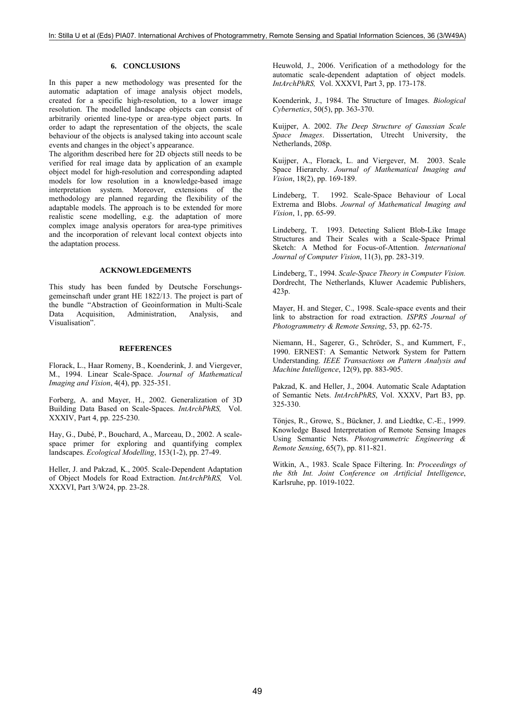## 6. CONCLUSIONS

In this paper a new methodology was presented for the automatic adaptation of image analysis object models, created for a specific high-resolution, to a lower image resolution. The modelled landscape objects can consist of arbitrarily oriented line-type or area-type object parts. In order to adapt the representation of the objects, the scale behaviour of the objects is analysed taking into account scale events and changes in the object's appearance.

The algorithm described here for 2D objects still needs to be verified for real image data by application of an example object model for high-resolution and corresponding adapted models for low resolution in a knowledge-based image interpretation system. Moreover, extensions of the methodology are planned regarding the flexibility of the adaptable models. The approach is to be extended for more realistic scene modelling, e.g. the adaptation of more complex image analysis operators for area-type primitives and the incorporation of relevant local context objects into the adaptation process.

## ACKNOWLEDGEMENTS

This study has been funded by Deutsche Forschungsgemeinschaft under grant HE 1822/13. The project is part of the bundle "Abstraction of Geoinformation in Multi-Scale Data Acquisition, Administration, Analysis, and Visualisation".

## REFERENCES

Florack, L., Haar Romeny, B., Koenderink, J. and Viergever, M., 1994. Linear Scale-Space. *Journal of Mathematical Imaging and Vision*, 4(4), pp. 325-351.

Forberg, A. and Mayer, H., 2002. Generalization of 3D Building Data Based on Scale-Spaces. *IntArchPhRS,* Vol. XXXIV, Part 4, pp. 225-230.

Hay, G., Dubé, P., Bouchard, A., Marceau, D., 2002. A scale-space primer for exploring and quantifying complex landscapes. *Ecological Modelling*, 153(1-2), pp. 27-49.

Heller, J. and Pakzad, K., 2005. Scale-Dependent Adaptation of Object Models for Road Extraction. *IntArchPhRS,* Vol. XXXVI, Part 3/W24, pp. 23-28.

Heuwold, J., 2006. Verification of a methodology for the automatic scale-dependent adaptation of object models. *IntArchPhRS,* Vol. XXXVI, Part 3, pp. 173-178.

Koenderink, J., 1984. The Structure of Images. *Biological Cybernetics*, 50(5), pp. 363-370.

Kuijper, A. 2002. *The Deep Structure of Gaussian Scale Space Images*. Dissertation, Utrecht University, the Netherlands, 208p.

Kuijper, A., Florack, L. and Viergever, M. 2003. Scale Space Hierarchy. *Journal of Mathematical Imaging and Vision*, 18(2), pp. 169-189.

Lindeberg, T. 1992. Scale-Space Behaviour of Local Extrema and Blobs. *Journal of Mathematical Imaging and Vision*, 1, pp. 65-99.

Lindeberg, T. 1993. Detecting Salient Blob-Like Image Structures and Their Scales with a Scale-Space Primal Sketch: A Method for Focus-of-Attention. *International Journal of Computer Vision*, 11(3), pp. 283-319.

Lindeberg, T., 1994. *Scale-Space Theory in Computer Vision.* Dordrecht, The Netherlands, Kluwer Academic Publishers, 423p.

Mayer, H. and Steger, C., 1998. Scale-space events and their link to abstraction for road extraction. *ISPRS Journal of Photogrammetry & Remote Sensing*, 53, pp. 62-75.

Niemann, H., Sagerer, G., Schröder, S., and Kummert, F., 1990. ERNEST: A Semantic Network System for Pattern Understanding. *IEEE Transactions on Pattern Analysis and Machine Intelligence*, 12(9), pp. 883-905.

Pakzad, K. and Heller, J., 2004. Automatic Scale Adaptation of Semantic Nets. *IntArchPhRS*, Vol. XXXV, Part B3, pp. 325-330.

Tönjes, R., Growe, S., Bückner, J. and Liedtke, C.-E., 1999. Knowledge Based Interpretation of Remote Sensing Images Using Semantic Nets. *Photogrammetric Engineering & Remote Sensing*, 65(7), pp. 811-821.

Witkin, A., 1983. Scale Space Filtering. In: *Proceedings of the 8th Int. Joint Conference on Artificial Intelligence*, Karlsruhe, pp. 1019-1022.